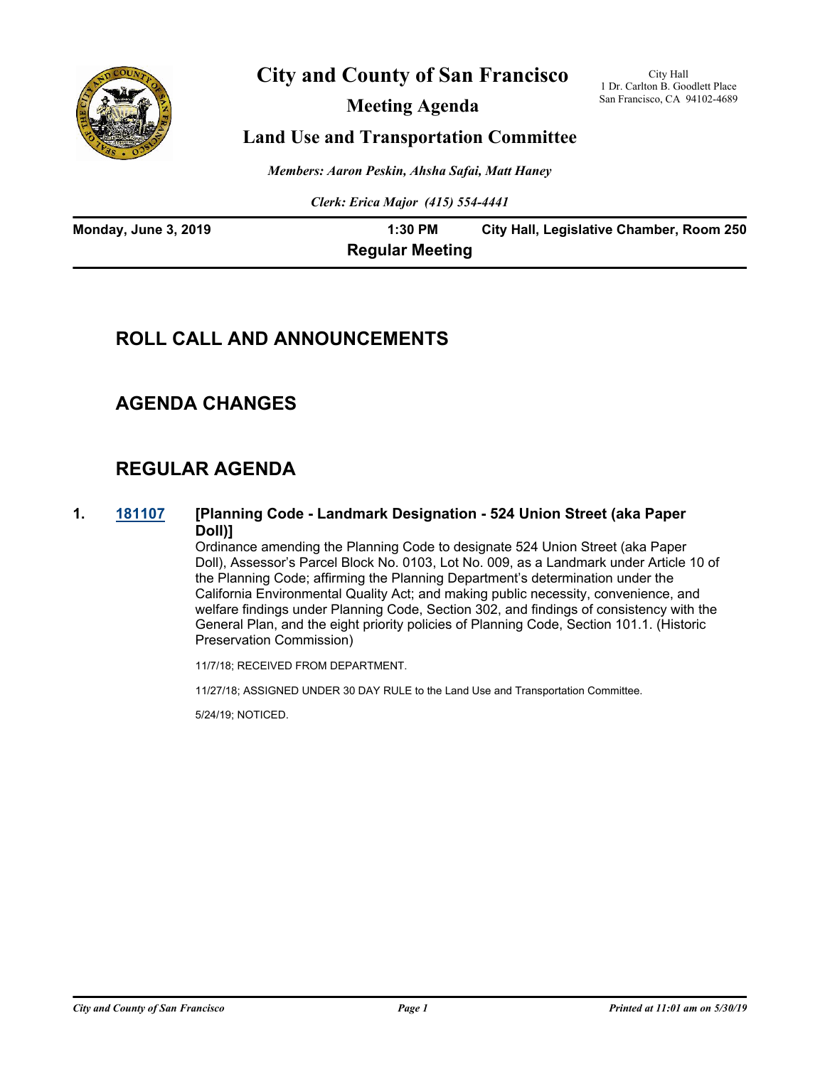# City and County of San Francisco

City Hall
1 Dr. Carlton B. Goodlett Place
San Francisco, CA 94102-4689

## Meeting Agenda

## Land Use and Transportation Committee

*Members: Aaron Peskin, Ahsha Safai, Matt Haney*

*Clerk: Erica Major (415) 554-4441*

**Monday, June 3, 2019** **1:30 PM** **City Hall, Legislative Chamber, Room 250**

**Regular Meeting**

## ROLL CALL AND ANNOUNCEMENTS

## AGENDA CHANGES

## REGULAR AGENDA

**1. 181107 [Planning Code - Landmark Designation - 524 Union Street (aka Paper Doll)]**

Ordinance amending the Planning Code to designate 524 Union Street (aka Paper Doll), Assessor's Parcel Block No. 0103, Lot No. 009, as a Landmark under Article 10 of the Planning Code; affirming the Planning Department's determination under the California Environmental Quality Act; and making public necessity, convenience, and welfare findings under Planning Code, Section 302, and findings of consistency with the General Plan, and the eight priority policies of Planning Code, Section 101.1. (Historic Preservation Commission)

11/7/18; RECEIVED FROM DEPARTMENT.

11/27/18; ASSIGNED UNDER 30 DAY RULE to the Land Use and Transportation Committee.

5/24/19; NOTICED.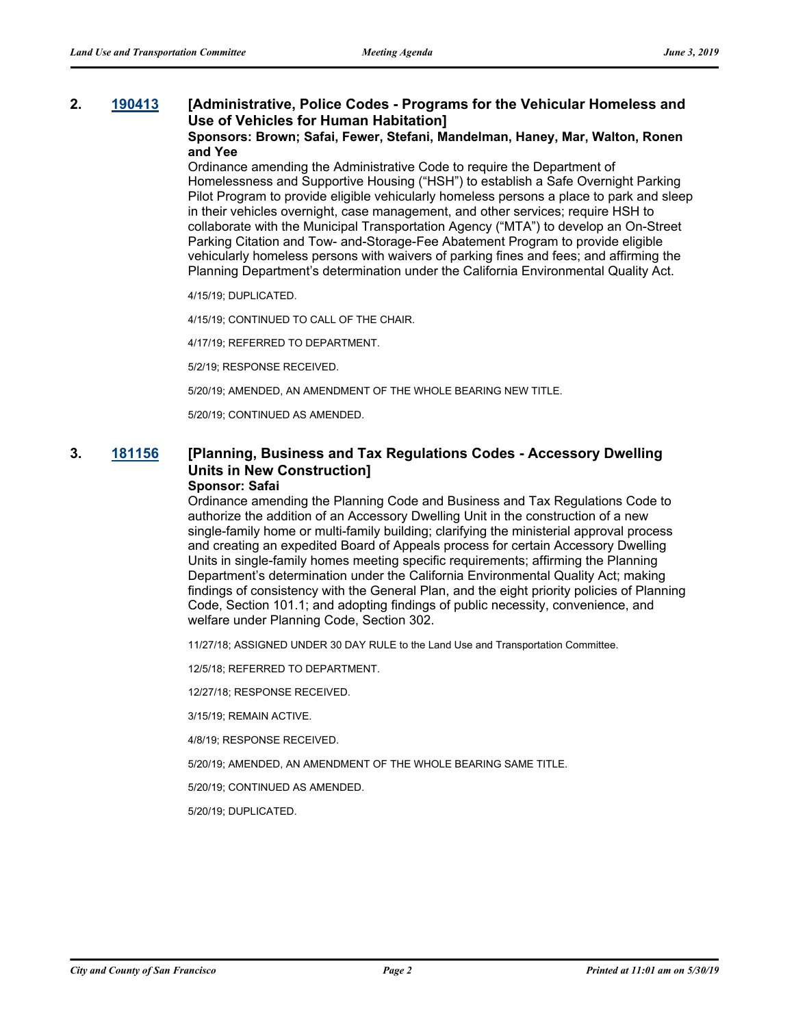**2. 190413 [Administrative, Police Codes - Programs for the Vehicular Homeless and Use of Vehicles for Human Habitation]**

**Sponsors: Brown; Safai, Fewer, Stefani, Mandelman, Haney, Mar, Walton, Ronen and Yee**

Ordinance amending the Administrative Code to require the Department of Homelessness and Supportive Housing ("HSH") to establish a Safe Overnight Parking Pilot Program to provide eligible vehicularly homeless persons a place to park and sleep in their vehicles overnight, case management, and other services; require HSH to collaborate with the Municipal Transportation Agency ("MTA") to develop an On-Street Parking Citation and Tow- and-Storage-Fee Abatement Program to provide eligible vehicularly homeless persons with waivers of parking fines and fees; and affirming the Planning Department's determination under the California Environmental Quality Act.

4/15/19; DUPLICATED.

4/15/19; CONTINUED TO CALL OF THE CHAIR.

4/17/19; REFERRED TO DEPARTMENT.

5/2/19; RESPONSE RECEIVED.

5/20/19; AMENDED, AN AMENDMENT OF THE WHOLE BEARING NEW TITLE.

5/20/19; CONTINUED AS AMENDED.

**3. 181156 [Planning, Business and Tax Regulations Codes - Accessory Dwelling Units in New Construction]**

**Sponsor: Safai**

Ordinance amending the Planning Code and Business and Tax Regulations Code to authorize the addition of an Accessory Dwelling Unit in the construction of a new single-family home or multi-family building; clarifying the ministerial approval process and creating an expedited Board of Appeals process for certain Accessory Dwelling Units in single-family homes meeting specific requirements; affirming the Planning Department's determination under the California Environmental Quality Act; making findings of consistency with the General Plan, and the eight priority policies of Planning Code, Section 101.1; and adopting findings of public necessity, convenience, and welfare under Planning Code, Section 302.

11/27/18; ASSIGNED UNDER 30 DAY RULE to the Land Use and Transportation Committee.

12/5/18; REFERRED TO DEPARTMENT.

12/27/18; RESPONSE RECEIVED.

3/15/19; REMAIN ACTIVE.

4/8/19; RESPONSE RECEIVED.

5/20/19; AMENDED, AN AMENDMENT OF THE WHOLE BEARING SAME TITLE.

5/20/19; CONTINUED AS AMENDED.

5/20/19; DUPLICATED.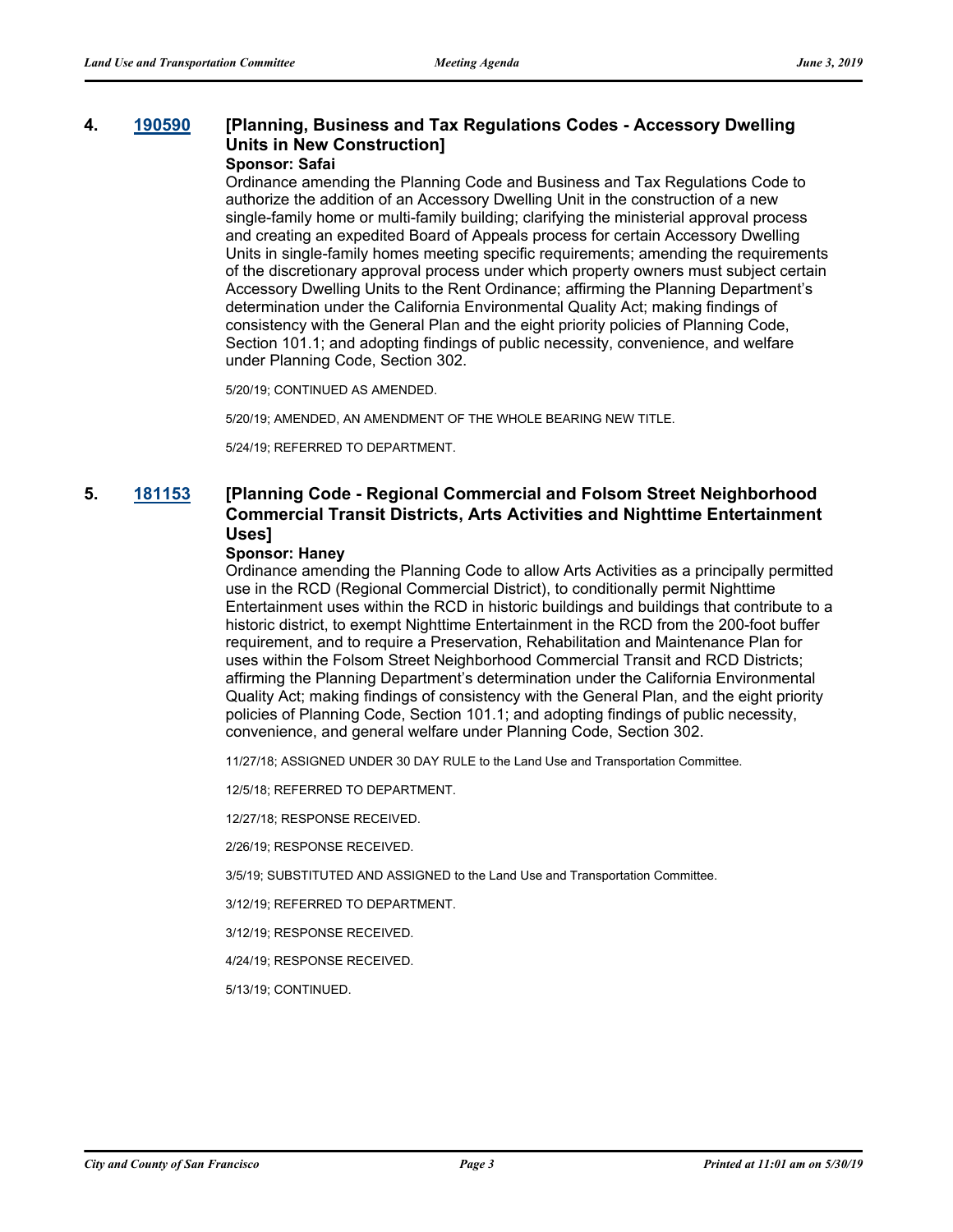### 4. [190590](190590) [Planning, Business and Tax Regulations Codes - Accessory Dwelling Units in New Construction]

**Sponsor: Safai**

Ordinance amending the Planning Code and Business and Tax Regulations Code to authorize the addition of an Accessory Dwelling Unit in the construction of a new single-family home or multi-family building; clarifying the ministerial approval process and creating an expedited Board of Appeals process for certain Accessory Dwelling Units in single-family homes meeting specific requirements; amending the requirements of the discretionary approval process under which property owners must subject certain Accessory Dwelling Units to the Rent Ordinance; affirming the Planning Department's determination under the California Environmental Quality Act; making findings of consistency with the General Plan and the eight priority policies of Planning Code, Section 101.1; and adopting findings of public necessity, convenience, and welfare under Planning Code, Section 302.

5/20/19; CONTINUED AS AMENDED.

5/20/19; AMENDED, AN AMENDMENT OF THE WHOLE BEARING NEW TITLE.

5/24/19; REFERRED TO DEPARTMENT.

### 5. [181153](181153) [Planning Code - Regional Commercial and Folsom Street Neighborhood Commercial Transit Districts, Arts Activities and Nighttime Entertainment Uses]

**Sponsor: Haney**

Ordinance amending the Planning Code to allow Arts Activities as a principally permitted use in the RCD (Regional Commercial District), to conditionally permit Nighttime Entertainment uses within the RCD in historic buildings and buildings that contribute to a historic district, to exempt Nighttime Entertainment in the RCD from the 200-foot buffer requirement, and to require a Preservation, Rehabilitation and Maintenance Plan for uses within the Folsom Street Neighborhood Commercial Transit and RCD Districts; affirming the Planning Department's determination under the California Environmental Quality Act; making findings of consistency with the General Plan, and the eight priority policies of Planning Code, Section 101.1; and adopting findings of public necessity, convenience, and general welfare under Planning Code, Section 302.

11/27/18; ASSIGNED UNDER 30 DAY RULE to the Land Use and Transportation Committee.

12/5/18; REFERRED TO DEPARTMENT.

12/27/18; RESPONSE RECEIVED.

2/26/19; RESPONSE RECEIVED.

3/5/19; SUBSTITUTED AND ASSIGNED to the Land Use and Transportation Committee.

3/12/19; REFERRED TO DEPARTMENT.

3/12/19; RESPONSE RECEIVED.

4/24/19; RESPONSE RECEIVED.

5/13/19; CONTINUED.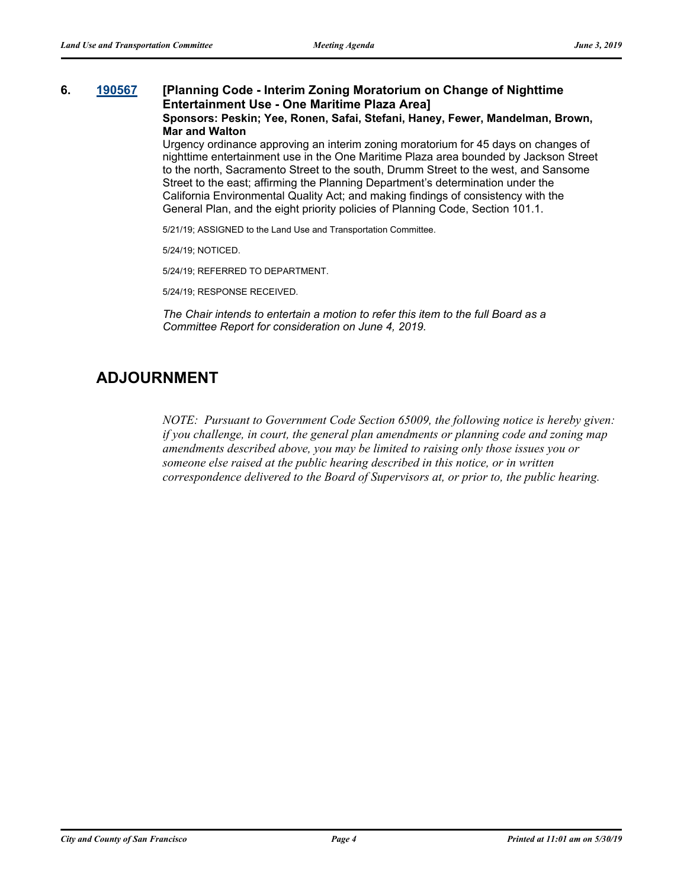**6. 190567 [Planning Code - Interim Zoning Moratorium on Change of Nighttime Entertainment Use - One Maritime Plaza Area]**

**Sponsors: Peskin; Yee, Ronen, Safai, Stefani, Haney, Fewer, Mandelman, Brown, Mar and Walton**

Urgency ordinance approving an interim zoning moratorium for 45 days on changes of nighttime entertainment use in the One Maritime Plaza area bounded by Jackson Street to the north, Sacramento Street to the south, Drumm Street to the west, and Sansome Street to the east; affirming the Planning Department's determination under the California Environmental Quality Act; and making findings of consistency with the General Plan, and the eight priority policies of Planning Code, Section 101.1.

5/21/19; ASSIGNED to the Land Use and Transportation Committee.

5/24/19; NOTICED.

5/24/19; REFERRED TO DEPARTMENT.

5/24/19; RESPONSE RECEIVED.

*The Chair intends to entertain a motion to refer this item to the full Board as a Committee Report for consideration on June 4, 2019.*

## ADJOURNMENT

*NOTE: Pursuant to Government Code Section 65009, the following notice is hereby given: if you challenge, in court, the general plan amendments or planning code and zoning map amendments described above, you may be limited to raising only those issues you or someone else raised at the public hearing described in this notice, or in written correspondence delivered to the Board of Supervisors at, or prior to, the public hearing.*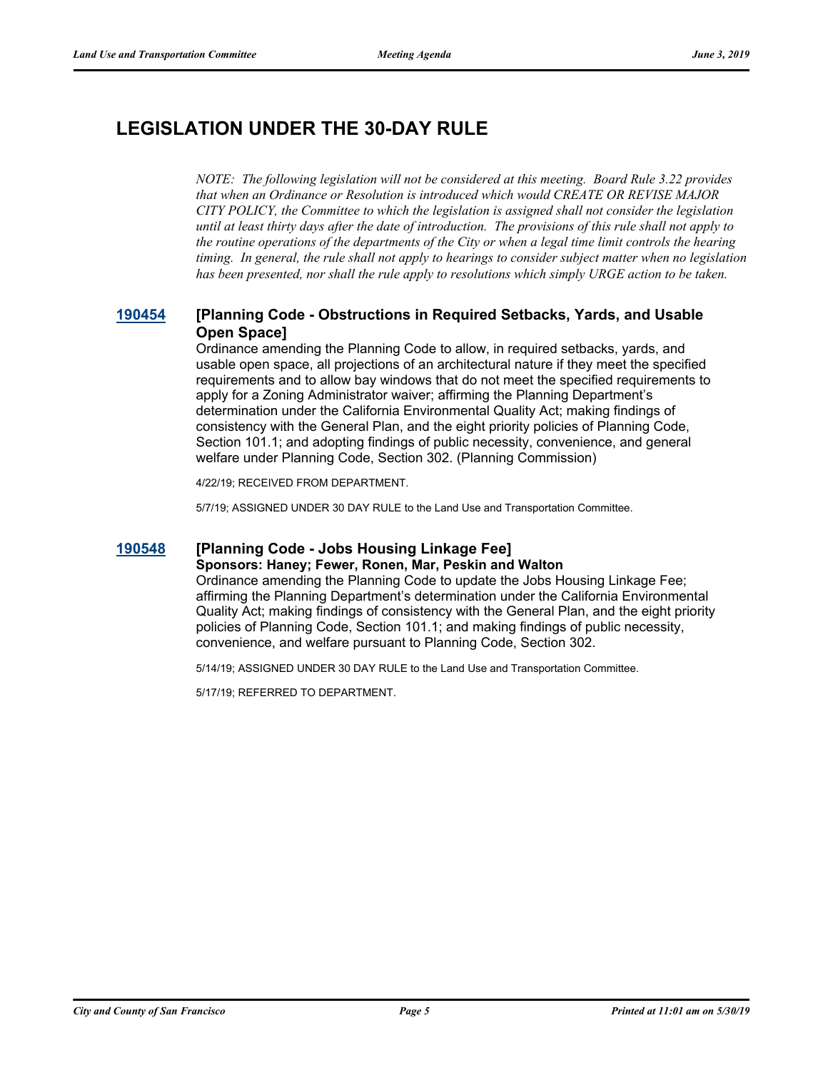## LEGISLATION UNDER THE 30-DAY RULE

*NOTE: The following legislation will not be considered at this meeting. Board Rule 3.22 provides that when an Ordinance or Resolution is introduced which would CREATE OR REVISE MAJOR CITY POLICY, the Committee to which the legislation is assigned shall not consider the legislation until at least thirty days after the date of introduction. The provisions of this rule shall not apply to the routine operations of the departments of the City or when a legal time limit controls the hearing timing. In general, the rule shall not apply to hearings to consider subject matter when no legislation has been presented, nor shall the rule apply to resolutions which simply URGE action to be taken.*

### 190454 [Planning Code - Obstructions in Required Setbacks, Yards, and Usable Open Space]

Ordinance amending the Planning Code to allow, in required setbacks, yards, and usable open space, all projections of an architectural nature if they meet the specified requirements and to allow bay windows that do not meet the specified requirements to apply for a Zoning Administrator waiver; affirming the Planning Department's determination under the California Environmental Quality Act; making findings of consistency with the General Plan, and the eight priority policies of Planning Code, Section 101.1; and adopting findings of public necessity, convenience, and general welfare under Planning Code, Section 302. (Planning Commission)

4/22/19; RECEIVED FROM DEPARTMENT.

5/7/19; ASSIGNED UNDER 30 DAY RULE to the Land Use and Transportation Committee.

### 190548 [Planning Code - Jobs Housing Linkage Fee]

**Sponsors: Haney; Fewer, Ronen, Mar, Peskin and Walton**

Ordinance amending the Planning Code to update the Jobs Housing Linkage Fee; affirming the Planning Department's determination under the California Environmental Quality Act; making findings of consistency with the General Plan, and the eight priority policies of Planning Code, Section 101.1; and making findings of public necessity, convenience, and welfare pursuant to Planning Code, Section 302.

5/14/19; ASSIGNED UNDER 30 DAY RULE to the Land Use and Transportation Committee.

5/17/19; REFERRED TO DEPARTMENT.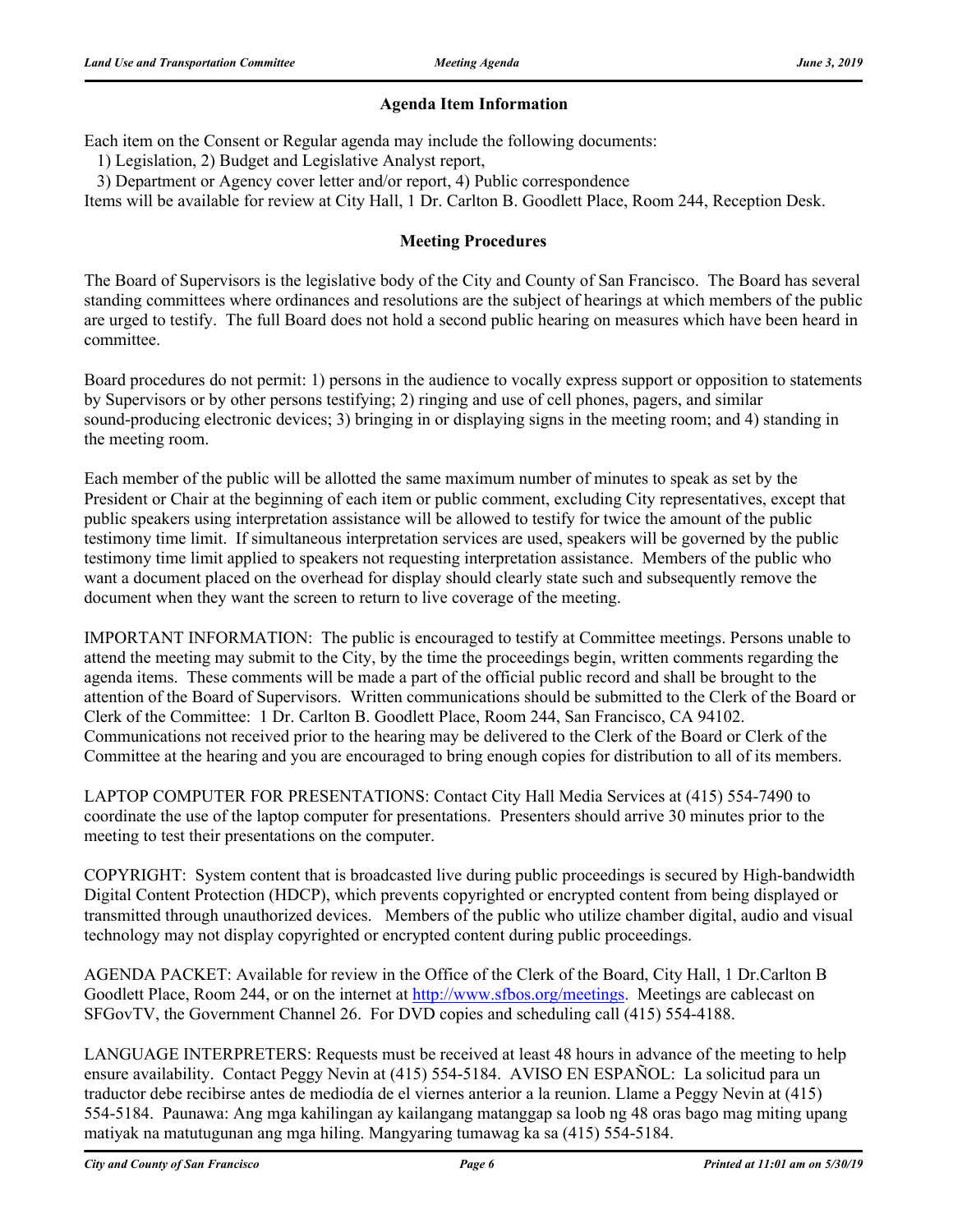## Agenda Item Information

Each item on the Consent or Regular agenda may include the following documents:

1) Legislation, 2) Budget and Legislative Analyst report,

3) Department or Agency cover letter and/or report, 4) Public correspondence

Items will be available for review at City Hall, 1 Dr. Carlton B. Goodlett Place, Room 244, Reception Desk.

## Meeting Procedures

The Board of Supervisors is the legislative body of the City and County of San Francisco. The Board has several standing committees where ordinances and resolutions are the subject of hearings at which members of the public are urged to testify. The full Board does not hold a second public hearing on measures which have been heard in committee.

Board procedures do not permit: 1) persons in the audience to vocally express support or opposition to statements by Supervisors or by other persons testifying; 2) ringing and use of cell phones, pagers, and similar sound-producing electronic devices; 3) bringing in or displaying signs in the meeting room; and 4) standing in the meeting room.

Each member of the public will be allotted the same maximum number of minutes to speak as set by the President or Chair at the beginning of each item or public comment, excluding City representatives, except that public speakers using interpretation assistance will be allowed to testify for twice the amount of the public testimony time limit. If simultaneous interpretation services are used, speakers will be governed by the public testimony time limit applied to speakers not requesting interpretation assistance. Members of the public who want a document placed on the overhead for display should clearly state such and subsequently remove the document when they want the screen to return to live coverage of the meeting.

IMPORTANT INFORMATION: The public is encouraged to testify at Committee meetings. Persons unable to attend the meeting may submit to the City, by the time the proceedings begin, written comments regarding the agenda items. These comments will be made a part of the official public record and shall be brought to the attention of the Board of Supervisors. Written communications should be submitted to the Clerk of the Board or Clerk of the Committee: 1 Dr. Carlton B. Goodlett Place, Room 244, San Francisco, CA 94102. Communications not received prior to the hearing may be delivered to the Clerk of the Board or Clerk of the Committee at the hearing and you are encouraged to bring enough copies for distribution to all of its members.

LAPTOP COMPUTER FOR PRESENTATIONS: Contact City Hall Media Services at (415) 554-7490 to coordinate the use of the laptop computer for presentations. Presenters should arrive 30 minutes prior to the meeting to test their presentations on the computer.

COPYRIGHT: System content that is broadcasted live during public proceedings is secured by High-bandwidth Digital Content Protection (HDCP), which prevents copyrighted or encrypted content from being displayed or transmitted through unauthorized devices. Members of the public who utilize chamber digital, audio and visual technology may not display copyrighted or encrypted content during public proceedings.

AGENDA PACKET: Available for review in the Office of the Clerk of the Board, City Hall, 1 Dr.Carlton B Goodlett Place, Room 244, or on the internet at http://www.sfbos.org/meetings. Meetings are cablecast on SFGovTV, the Government Channel 26. For DVD copies and scheduling call (415) 554-4188.

LANGUAGE INTERPRETERS: Requests must be received at least 48 hours in advance of the meeting to help ensure availability. Contact Peggy Nevin at (415) 554-5184. AVISO EN ESPAÑOL: La solicitud para un traductor debe recibirse antes de mediodía de el viernes anterior a la reunion. Llame a Peggy Nevin at (415) 554-5184. Paunawa: Ang mga kahilingan ay kailangang matanggap sa loob ng 48 oras bago mag miting upang matiyak na matutugunan ang mga hiling. Mangyaring tumawag ka sa (415) 554-5184.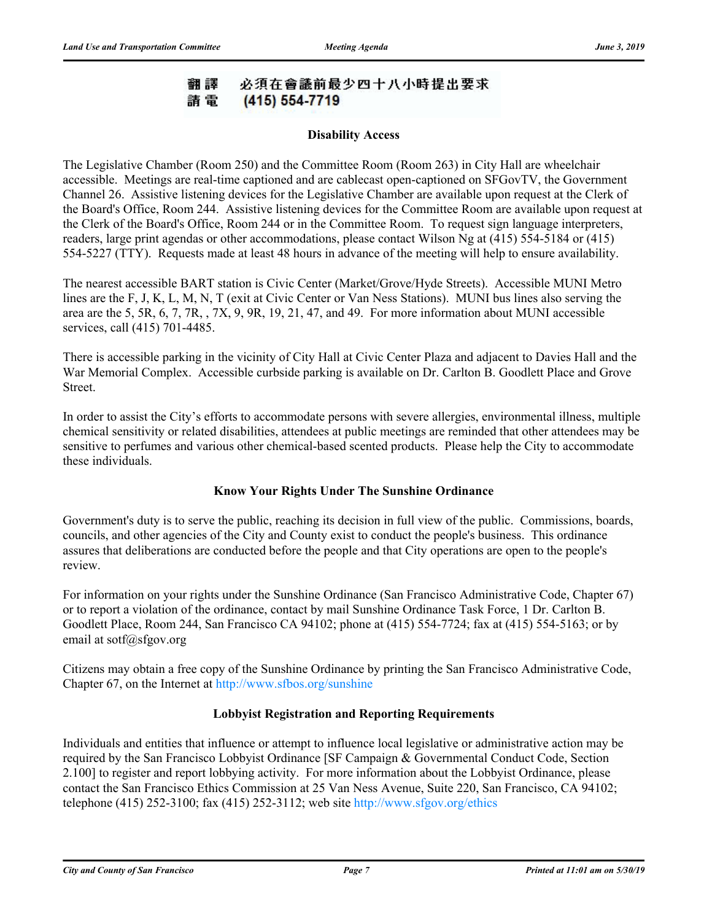翻譯　必須在會議前最少四十八小時提出要求
請電　(415) 554-7719

## Disability Access

The Legislative Chamber (Room 250) and the Committee Room (Room 263) in City Hall are wheelchair accessible. Meetings are real-time captioned and are cablecast open-captioned on SFGovTV, the Government Channel 26. Assistive listening devices for the Legislative Chamber are available upon request at the Clerk of the Board's Office, Room 244. Assistive listening devices for the Committee Room are available upon request at the Clerk of the Board's Office, Room 244 or in the Committee Room. To request sign language interpreters, readers, large print agendas or other accommodations, please contact Wilson Ng at (415) 554-5184 or (415) 554-5227 (TTY). Requests made at least 48 hours in advance of the meeting will help to ensure availability.

The nearest accessible BART station is Civic Center (Market/Grove/Hyde Streets). Accessible MUNI Metro lines are the F, J, K, L, M, N, T (exit at Civic Center or Van Ness Stations). MUNI bus lines also serving the area are the 5, 5R, 6, 7, 7R, , 7X, 9, 9R, 19, 21, 47, and 49. For more information about MUNI accessible services, call (415) 701-4485.

There is accessible parking in the vicinity of City Hall at Civic Center Plaza and adjacent to Davies Hall and the War Memorial Complex. Accessible curbside parking is available on Dr. Carlton B. Goodlett Place and Grove Street.

In order to assist the City's efforts to accommodate persons with severe allergies, environmental illness, multiple chemical sensitivity or related disabilities, attendees at public meetings are reminded that other attendees may be sensitive to perfumes and various other chemical-based scented products. Please help the City to accommodate these individuals.

## Know Your Rights Under The Sunshine Ordinance

Government's duty is to serve the public, reaching its decision in full view of the public. Commissions, boards, councils, and other agencies of the City and County exist to conduct the people's business. This ordinance assures that deliberations are conducted before the people and that City operations are open to the people's review.

For information on your rights under the Sunshine Ordinance (San Francisco Administrative Code, Chapter 67) or to report a violation of the ordinance, contact by mail Sunshine Ordinance Task Force, 1 Dr. Carlton B. Goodlett Place, Room 244, San Francisco CA 94102; phone at (415) 554-7724; fax at (415) 554-5163; or by email at sotf@sfgov.org

Citizens may obtain a free copy of the Sunshine Ordinance by printing the San Francisco Administrative Code, Chapter 67, on the Internet at http://www.sfbos.org/sunshine

## Lobbyist Registration and Reporting Requirements

Individuals and entities that influence or attempt to influence local legislative or administrative action may be required by the San Francisco Lobbyist Ordinance [SF Campaign & Governmental Conduct Code, Section 2.100] to register and report lobbying activity. For more information about the Lobbyist Ordinance, please contact the San Francisco Ethics Commission at 25 Van Ness Avenue, Suite 220, San Francisco, CA 94102; telephone (415) 252-3100; fax (415) 252-3112; web site http://www.sfgov.org/ethics